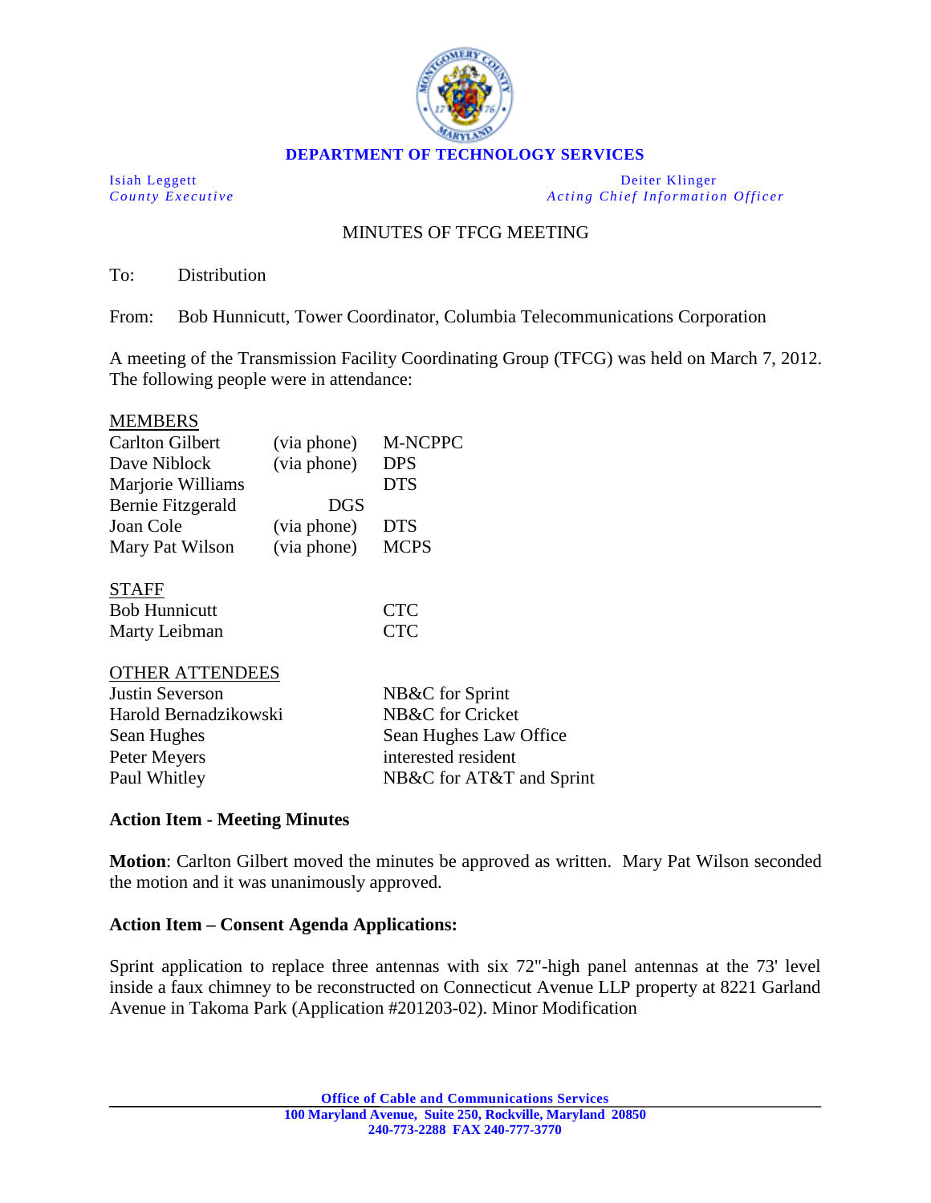**DEPARTMENT OF TECHNOLOGY SERVICES**

| | |
|---|---|
| Isiah Leggett | Deiter Klinger |
| *County Executive* | *Acting Chief Information Officer* |

MINUTES OF TFCG MEETING

To: Distribution

From: Bob Hunnicutt, Tower Coordinator, Columbia Telecommunications Corporation

A meeting of the Transmission Facility Coordinating Group (TFCG) was held on March 7, 2012. The following people were in attendance:

MEMBERS

| | | |
|---|---|---|
| Carlton Gilbert | (via phone) | M-NCPPC |
| Dave Niblock | (via phone) | DPS |
| Marjorie Williams | | DTS |
| Bernie Fitzgerald | DGS | |
| Joan Cole | (via phone) | DTS |
| Mary Pat Wilson | (via phone) | MCPS |

STAFF

| | |
|---|---|
| Bob Hunnicutt | CTC |
| Marty Leibman | CTC |

OTHER ATTENDEES

| | |
|---|---|
| Justin Severson | NB&C for Sprint |
| Harold Bernadzikowski | NB&C for Cricket |
| Sean Hughes | Sean Hughes Law Office |
| Peter Meyers | interested resident |
| Paul Whitley | NB&C for AT&T and Sprint |

**Action Item - Meeting Minutes**

**Motion**: Carlton Gilbert moved the minutes be approved as written. Mary Pat Wilson seconded the motion and it was unanimously approved.

**Action Item – Consent Agenda Applications:**

Sprint application to replace three antennas with six 72"-high panel antennas at the 73' level inside a faux chimney to be reconstructed on Connecticut Avenue LLP property at 8221 Garland Avenue in Takoma Park (Application #201203-02). Minor Modification

Office of Cable and Communications Services
100 Maryland Avenue, Suite 250, Rockville, Maryland 20850
240-773-2288 FAX 240-777-3770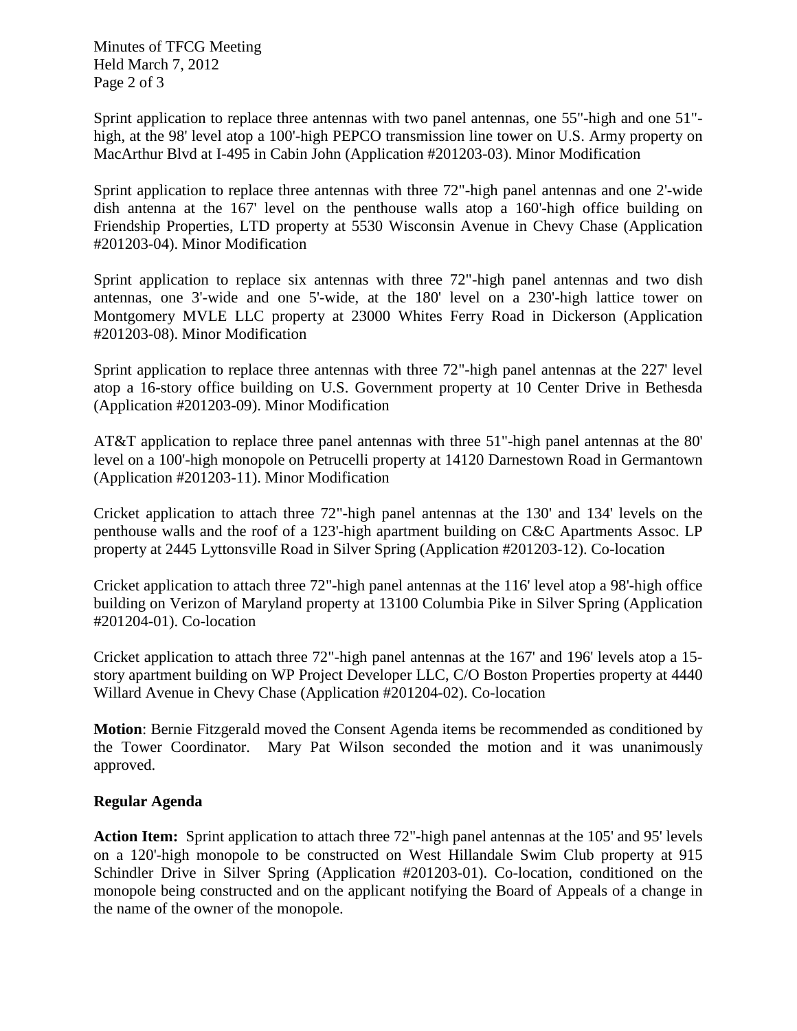Sprint application to replace three antennas with two panel antennas, one 55"-high and one 51"-high, at the 98' level atop a 100'-high PEPCO transmission line tower on U.S. Army property on MacArthur Blvd at I-495 in Cabin John (Application #201203-03). Minor Modification

Sprint application to replace three antennas with three 72"-high panel antennas and one 2'-wide dish antenna at the 167' level on the penthouse walls atop a 160'-high office building on Friendship Properties, LTD property at 5530 Wisconsin Avenue in Chevy Chase (Application #201203-04). Minor Modification

Sprint application to replace six antennas with three 72"-high panel antennas and two dish antennas, one 3'-wide and one 5'-wide, at the 180' level on a 230'-high lattice tower on Montgomery MVLE LLC property at 23000 Whites Ferry Road in Dickerson (Application #201203-08). Minor Modification

Sprint application to replace three antennas with three 72"-high panel antennas at the 227' level atop a 16-story office building on U.S. Government property at 10 Center Drive in Bethesda (Application #201203-09). Minor Modification

AT&T application to replace three panel antennas with three 51"-high panel antennas at the 80' level on a 100'-high monopole on Petrucelli property at 14120 Darnestown Road in Germantown (Application #201203-11). Minor Modification

Cricket application to attach three 72"-high panel antennas at the 130' and 134' levels on the penthouse walls and the roof of a 123'-high apartment building on C&C Apartments Assoc. LP property at 2445 Lyttonsville Road in Silver Spring (Application #201203-12). Co-location

Cricket application to attach three 72"-high panel antennas at the 116' level atop a 98'-high office building on Verizon of Maryland property at 13100 Columbia Pike in Silver Spring (Application #201204-01). Co-location

Cricket application to attach three 72"-high panel antennas at the 167' and 196' levels atop a 15-story apartment building on WP Project Developer LLC, C/O Boston Properties property at 4440 Willard Avenue in Chevy Chase (Application #201204-02). Co-location

**Motion**: Bernie Fitzgerald moved the Consent Agenda items be recommended as conditioned by the Tower Coordinator. Mary Pat Wilson seconded the motion and it was unanimously approved.

## Regular Agenda

**Action Item:** Sprint application to attach three 72"-high panel antennas at the 105' and 95' levels on a 120'-high monopole to be constructed on West Hillandale Swim Club property at 915 Schindler Drive in Silver Spring (Application #201203-01). Co-location, conditioned on the monopole being constructed and on the applicant notifying the Board of Appeals of a change in the name of the owner of the monopole.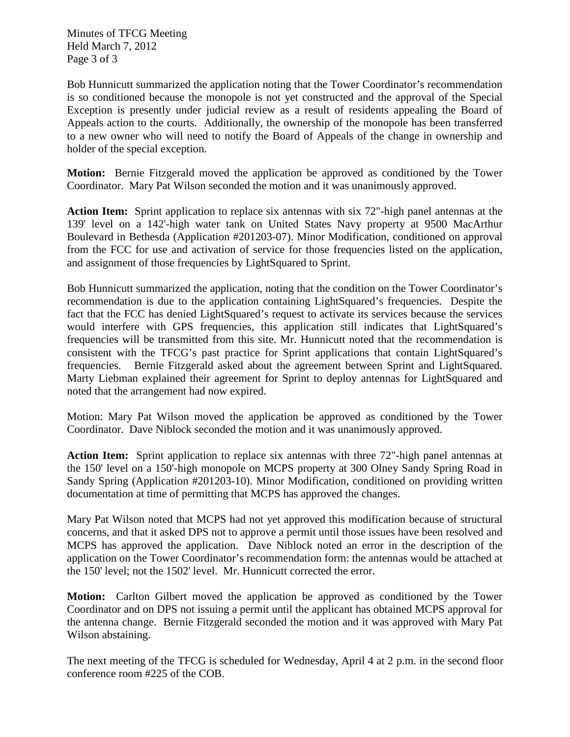Bob Hunnicutt summarized the application noting that the Tower Coordinator's recommendation is so conditioned because the monopole is not yet constructed and the approval of the Special Exception is presently under judicial review as a result of residents appealing the Board of Appeals action to the courts. Additionally, the ownership of the monopole has been transferred to a new owner who will need to notify the Board of Appeals of the change in ownership and holder of the special exception.

**Motion:** Bernie Fitzgerald moved the application be approved as conditioned by the Tower Coordinator. Mary Pat Wilson seconded the motion and it was unanimously approved.

**Action Item:** Sprint application to replace six antennas with six 72"-high panel antennas at the 139' level on a 142'-high water tank on United States Navy property at 9500 MacArthur Boulevard in Bethesda (Application #201203-07). Minor Modification, conditioned on approval from the FCC for use and activation of service for those frequencies listed on the application, and assignment of those frequencies by LightSquared to Sprint.

Bob Hunnicutt summarized the application, noting that the condition on the Tower Coordinator's recommendation is due to the application containing LightSquared's frequencies. Despite the fact that the FCC has denied LightSquared's request to activate its services because the services would interfere with GPS frequencies, this application still indicates that LightSquared's frequencies will be transmitted from this site. Mr. Hunnicutt noted that the recommendation is consistent with the TFCG's past practice for Sprint applications that contain LightSquared's frequencies. Bernie Fitzgerald asked about the agreement between Sprint and LightSquared. Marty Liebman explained their agreement for Sprint to deploy antennas for LightSquared and noted that the arrangement had now expired.

Motion: Mary Pat Wilson moved the application be approved as conditioned by the Tower Coordinator. Dave Niblock seconded the motion and it was unanimously approved.

**Action Item:** Sprint application to replace six antennas with three 72"-high panel antennas at the 150' level on a 150'-high monopole on MCPS property at 300 Olney Sandy Spring Road in Sandy Spring (Application #201203-10). Minor Modification, conditioned on providing written documentation at time of permitting that MCPS has approved the changes.

Mary Pat Wilson noted that MCPS had not yet approved this modification because of structural concerns, and that it asked DPS not to approve a permit until those issues have been resolved and MCPS has approved the application. Dave Niblock noted an error in the description of the application on the Tower Coordinator's recommendation form: the antennas would be attached at the 150' level; not the 1502' level. Mr. Hunnicutt corrected the error.

**Motion:** Carlton Gilbert moved the application be approved as conditioned by the Tower Coordinator and on DPS not issuing a permit until the applicant has obtained MCPS approval for the antenna change. Bernie Fitzgerald seconded the motion and it was approved with Mary Pat Wilson abstaining.

The next meeting of the TFCG is scheduled for Wednesday, April 4 at 2 p.m. in the second floor conference room #225 of the COB.